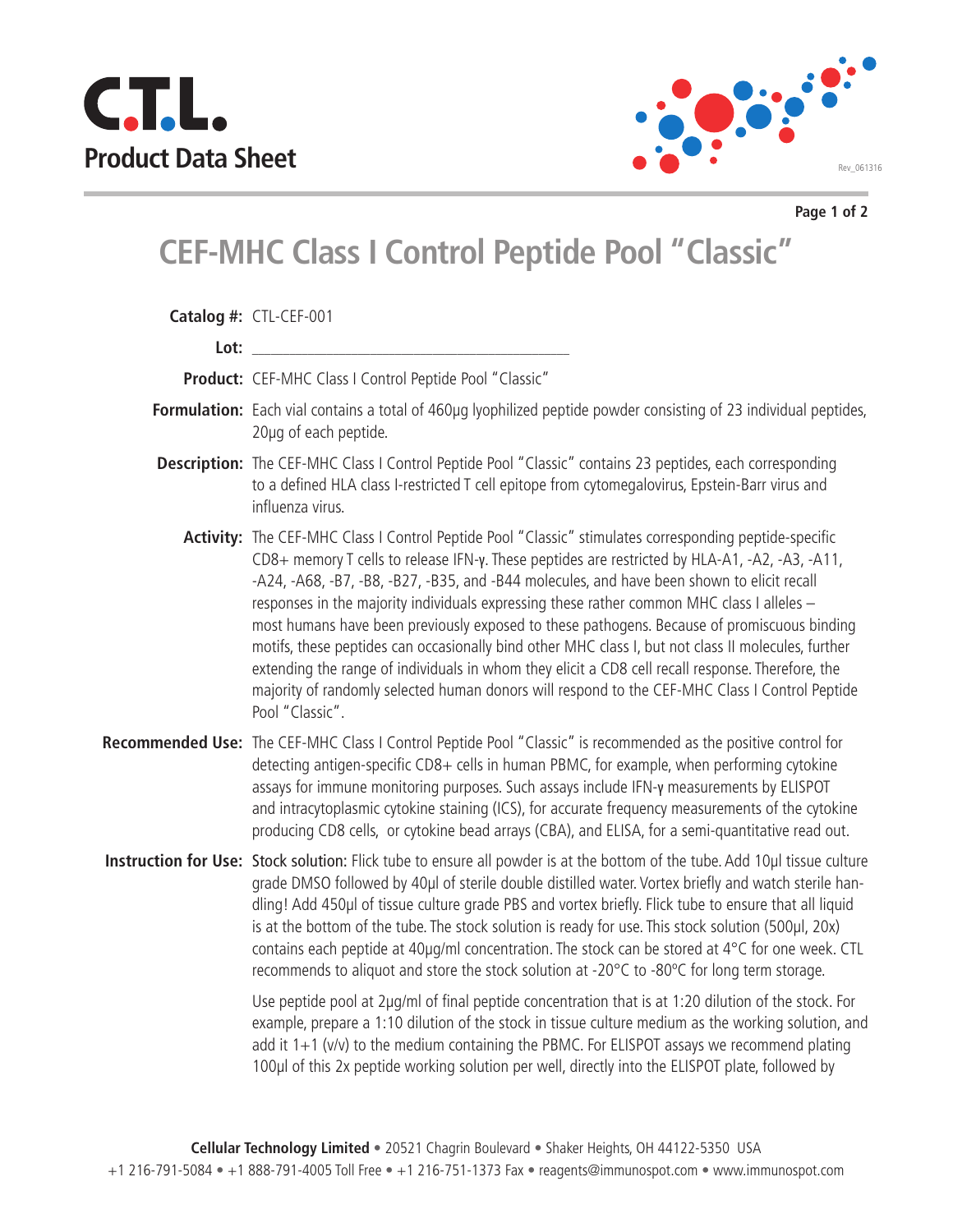# C.T.L.

## Product Data Sheet

# CEF-MHC Class I Control Peptide Pool "Classic"

**Catalog #:** CTL-CEF-001

**Lot:** ________________________________

**Product:** CEF-MHC Class I Control Peptide Pool "Classic"

**Formulation:** Each vial contains a total of 460µg lyophilized peptide powder consisting of 23 individual peptides, 20µg of each peptide.

**Description:** The CEF-MHC Class I Control Peptide Pool "Classic" contains 23 peptides, each corresponding to a defined HLA class I-restricted T cell epitope from cytomegalovirus, Epstein-Barr virus and influenza virus.

**Activity:** The CEF-MHC Class I Control Peptide Pool "Classic" stimulates corresponding peptide-specific CD8+ memory T cells to release IFN-γ. These peptides are restricted by HLA-A1, -A2, -A3, -A11, -A24, -A68, -B7, -B8, -B27, -B35, and -B44 molecules, and have been shown to elicit recall responses in the majority individuals expressing these rather common MHC class I alleles – most humans have been previously exposed to these pathogens. Because of promiscuous binding motifs, these peptides can occasionally bind other MHC class I, but not class II molecules, further extending the range of individuals in whom they elicit a CD8 cell recall response. Therefore, the majority of randomly selected human donors will respond to the CEF-MHC Class I Control Peptide Pool "Classic".

**Recommended Use:** The CEF-MHC Class I Control Peptide Pool "Classic" is recommended as the positive control for detecting antigen-specific CD8+ cells in human PBMC, for example, when performing cytokine assays for immune monitoring purposes. Such assays include IFN-γ measurements by ELISPOT and intracytoplasmic cytokine staining (ICS), for accurate frequency measurements of the cytokine producing CD8 cells, or cytokine bead arrays (CBA), and ELISA, for a semi-quantitative read out.

**Instruction for Use:** Stock solution: Flick tube to ensure all powder is at the bottom of the tube. Add 10µl tissue culture grade DMSO followed by 40µl of sterile double distilled water. Vortex briefly and watch sterile handling! Add 450µl of tissue culture grade PBS and vortex briefly. Flick tube to ensure that all liquid is at the bottom of the tube. The stock solution is ready for use. This stock solution (500µl, 20x) contains each peptide at 40µg/ml concentration. The stock can be stored at 4°C for one week. CTL recommends to aliquot and store the stock solution at -20°C to -80°C for long term storage.

Use peptide pool at 2µg/ml of final peptide concentration that is at 1:20 dilution of the stock. For example, prepare a 1:10 dilution of the stock in tissue culture medium as the working solution, and add it 1+1 (v/v) to the medium containing the PBMC. For ELISPOT assays we recommend plating 100µl of this 2x peptide working solution per well, directly into the ELISPOT plate, followed by

**Cellular Technology Limited** • 20521 Chagrin Boulevard • Shaker Heights, OH 44122-5350 USA
+1 216-791-5084 • +1 888-791-4005 Toll Free • +1 216-751-1373 Fax • reagents@immunospot.com • www.immunospot.com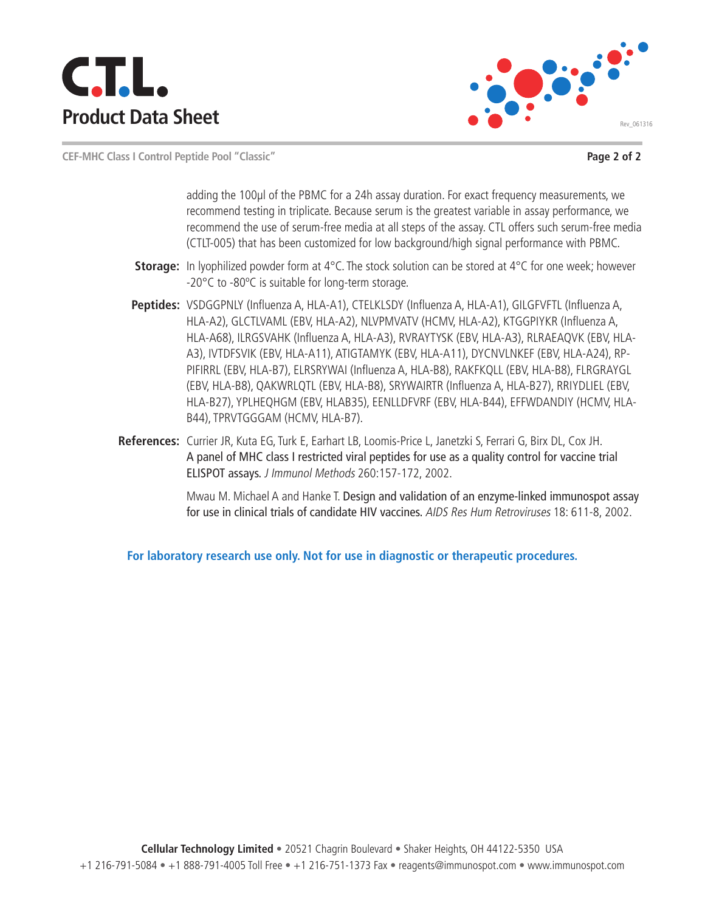adding the 100µl of the PBMC for a 24h assay duration. For exact frequency measurements, we recommend testing in triplicate. Because serum is the greatest variable in assay performance, we recommend the use of serum-free media at all steps of the assay. CTL offers such serum-free media (CTLT-005) that has been customized for low background/high signal performance with PBMC.

**Storage:** In lyophilized powder form at 4°C. The stock solution can be stored at 4°C for one week; however -20°C to -80°C is suitable for long-term storage.

**Peptides:** VSDGGPNLY (Influenza A, HLA-A1), CTELKLSDY (Influenza A, HLA-A1), GILGFVFTL (Influenza A, HLA-A2), GLCTLVAML (EBV, HLA-A2), NLVPMVATV (HCMV, HLA-A2), KTGGPIYKR (Influenza A, HLA-A68), ILRGSVAHK (Influenza A, HLA-A3), RVRAYTYSK (EBV, HLA-A3), RLRAEAQVK (EBV, HLA-A3), IVTDFSVIK (EBV, HLA-A11), ATIGTAMYK (EBV, HLA-A11), DYCNVLNKEF (EBV, HLA-A24), RPPIFIRRL (EBV, HLA-B7), ELRSRYWAI (Influenza A, HLA-B8), RAKFKQLL (EBV, HLA-B8), FLRGRAYGL (EBV, HLA-B8), QAKWRLQTL (EBV, HLA-B8), SRYWAIRTR (Influenza A, HLA-B27), RRIYDLIEL (EBV, HLA-B27), YPLHEQHGM (EBV, HLAB35), EENLLDFVRF (EBV, HLA-B44), EFFWDANDIY (HCMV, HLA-B44), TPRVTGGGAM (HCMV, HLA-B7).

**References:** Currier JR, Kuta EG, Turk E, Earhart LB, Loomis-Price L, Janetzki S, Ferrari G, Birx DL, Cox JH. A panel of MHC class I restricted viral peptides for use as a quality control for vaccine trial ELISPOT assays. *J Immunol Methods* 260:157-172, 2002.

Mwau M. Michael A and Hanke T. Design and validation of an enzyme-linked immunospot assay for use in clinical trials of candidate HIV vaccines. *AIDS Res Hum Retroviruses* 18: 611-8, 2002.

**For laboratory research use only. Not for use in diagnostic or therapeutic procedures.**

**Cellular Technology Limited** • 20521 Chagrin Boulevard • Shaker Heights, OH 44122-5350 USA
+1 216-791-5084 • +1 888-791-4005 Toll Free • +1 216-751-1373 Fax • reagents@immunospot.com • www.immunospot.com